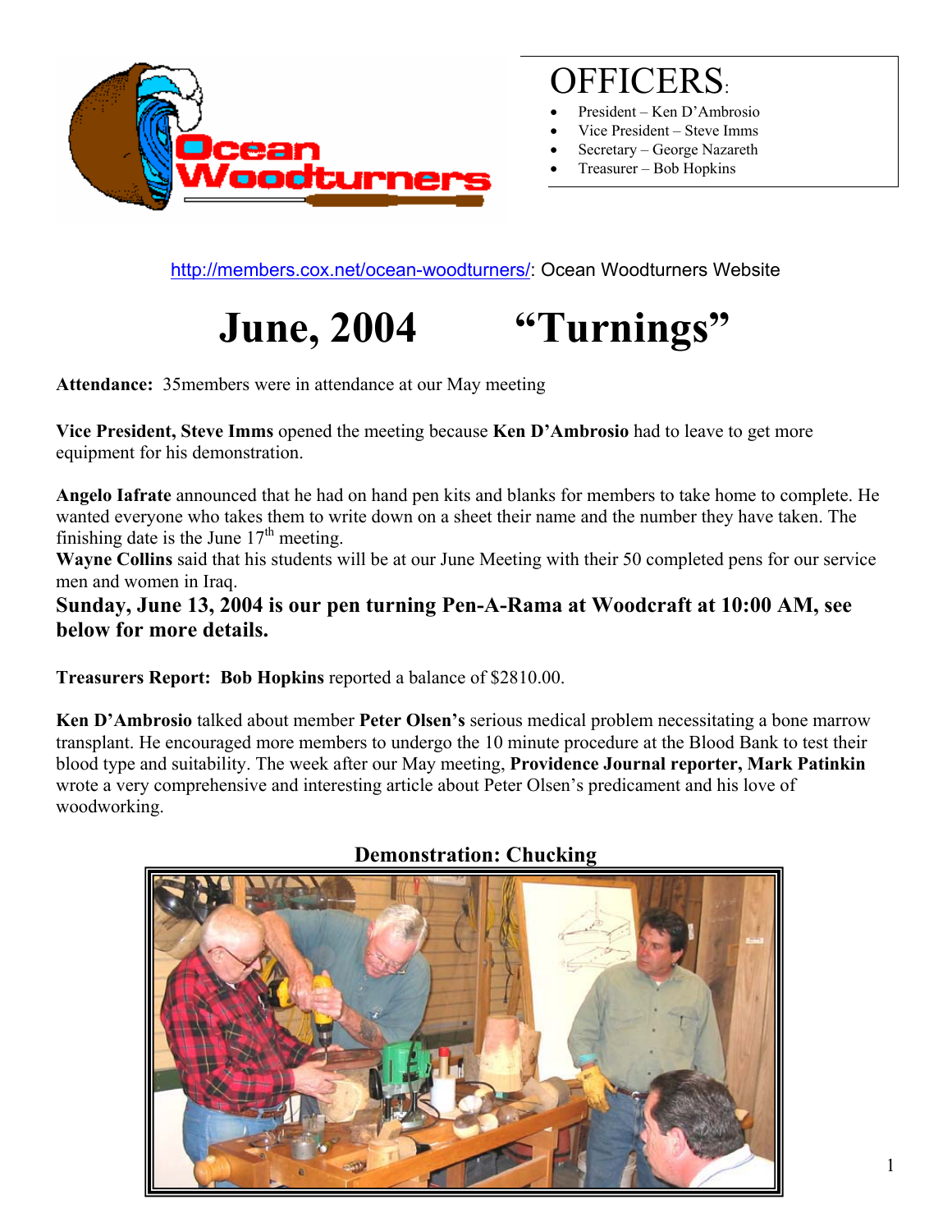## OFFICERS:

- President – Ken D'Ambrosio
- Vice President – Steve Imms
- Secretary – George Nazareth
- Treasurer – Bob Hopkins

http://members.cox.net/ocean-woodturners/: Ocean Woodturners Website

# June, 2004 "Turnings"

**Attendance:** 35members were in attendance at our May meeting

**Vice President, Steve Imms** opened the meeting because **Ken D'Ambrosio** had to leave to get more equipment for his demonstration.

**Angelo Iafrate** announced that he had on hand pen kits and blanks for members to take home to complete. He wanted everyone who takes them to write down on a sheet their name and the number they have taken. The finishing date is the June 17th meeting.

**Wayne Collins** said that his students will be at our June Meeting with their 50 completed pens for our service men and women in Iraq.

**Sunday, June 13, 2004 is our pen turning Pen-A-Rama at Woodcraft at 10:00 AM, see below for more details.**

**Treasurers Report: Bob Hopkins** reported a balance of $2810.00.

**Ken D'Ambrosio** talked about member **Peter Olsen's** serious medical problem necessitating a bone marrow transplant. He encouraged more members to undergo the 10 minute procedure at the Blood Bank to test their blood type and suitability. The week after our May meeting, **Providence Journal reporter, Mark Patinkin** wrote a very comprehensive and interesting article about Peter Olsen's predicament and his love of woodworking.

### Demonstration: Chucking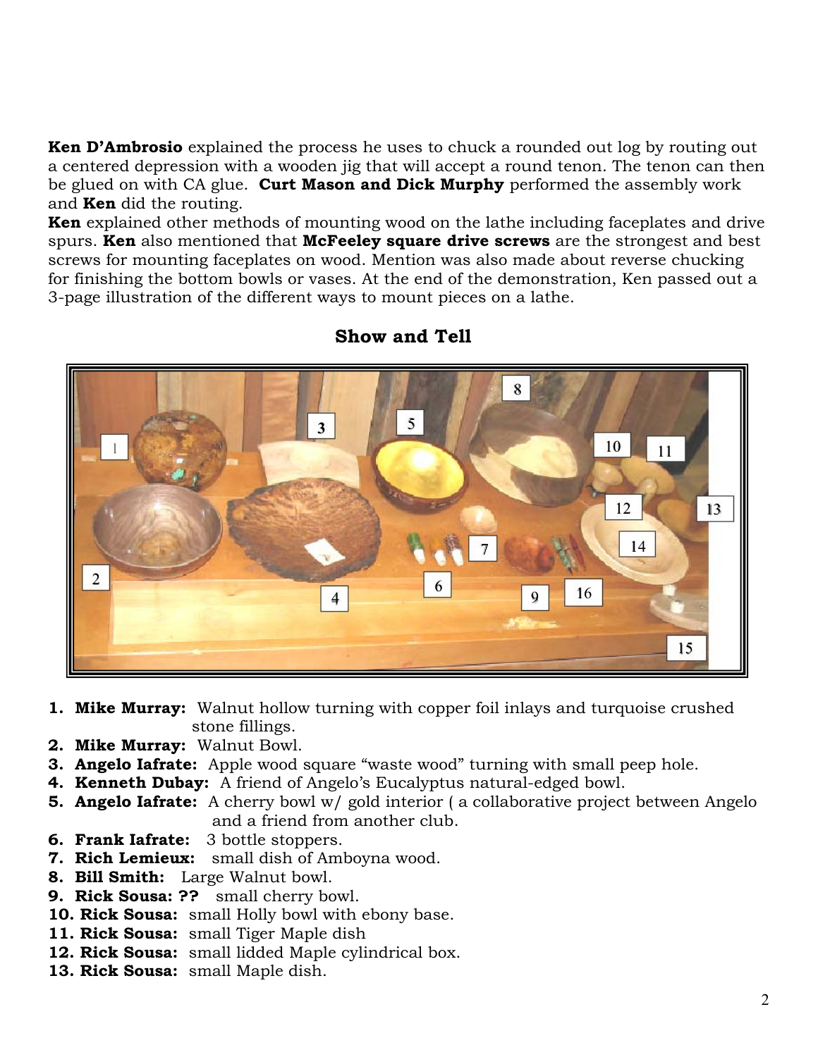**Ken D'Ambrosio** explained the process he uses to chuck a rounded out log by routing out a centered depression with a wooden jig that will accept a round tenon. The tenon can then be glued on with CA glue. **Curt Mason and Dick Murphy** performed the assembly work and **Ken** did the routing.

**Ken** explained other methods of mounting wood on the lathe including faceplates and drive spurs. **Ken** also mentioned that **McFeeley square drive screws** are the strongest and best screws for mounting faceplates on wood. Mention was also made about reverse chucking for finishing the bottom bowls or vases. At the end of the demonstration, Ken passed out a 3-page illustration of the different ways to mount pieces on a lathe.

## Show and Tell

1. **Mike Murray:** Walnut hollow turning with copper foil inlays and turquoise crushed stone fillings.
2. **Mike Murray:** Walnut Bowl.
3. **Angelo Iafrate:** Apple wood square "waste wood" turning with small peep hole.
4. **Kenneth Dubay:** A friend of Angelo's Eucalyptus natural-edged bowl.
5. **Angelo Iafrate:** A cherry bowl w/ gold interior ( a collaborative project between Angelo and a friend from another club.
6. **Frank Iafrate:** 3 bottle stoppers.
7. **Rich Lemieux:** small dish of Amboyna wood.
8. **Bill Smith:** Large Walnut bowl.
9. **Rick Sousa: ??** small cherry bowl.
10. **Rick Sousa:** small Holly bowl with ebony base.
11. **Rick Sousa:** small Tiger Maple dish
12. **Rick Sousa:** small lidded Maple cylindrical box.
13. **Rick Sousa:** small Maple dish.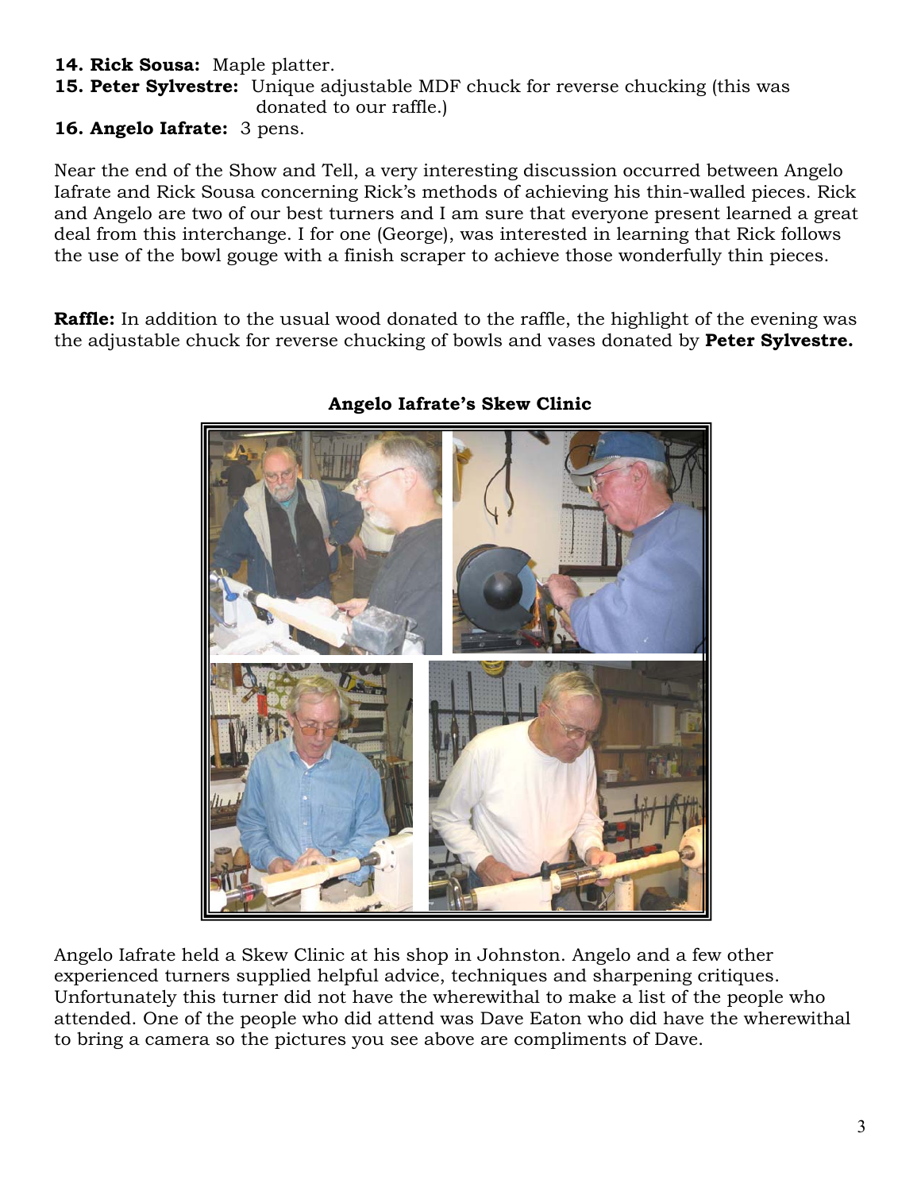**14. Rick Sousa:** Maple platter.

**15. Peter Sylvestre:** Unique adjustable MDF chuck for reverse chucking (this was donated to our raffle.)

**16. Angelo Iafrate:** 3 pens.

Near the end of the Show and Tell, a very interesting discussion occurred between Angelo Iafrate and Rick Sousa concerning Rick's methods of achieving his thin-walled pieces. Rick and Angelo are two of our best turners and I am sure that everyone present learned a great deal from this interchange. I for one (George), was interested in learning that Rick follows the use of the bowl gouge with a finish scraper to achieve those wonderfully thin pieces.

**Raffle:** In addition to the usual wood donated to the raffle, the highlight of the evening was the adjustable chuck for reverse chucking of bowls and vases donated by **Peter Sylvestre.**

**Angelo Iafrate's Skew Clinic**

Angelo Iafrate held a Skew Clinic at his shop in Johnston. Angelo and a few other experienced turners supplied helpful advice, techniques and sharpening critiques. Unfortunately this turner did not have the wherewithal to make a list of the people who attended. One of the people who did attend was Dave Eaton who did have the wherewithal to bring a camera so the pictures you see above are compliments of Dave.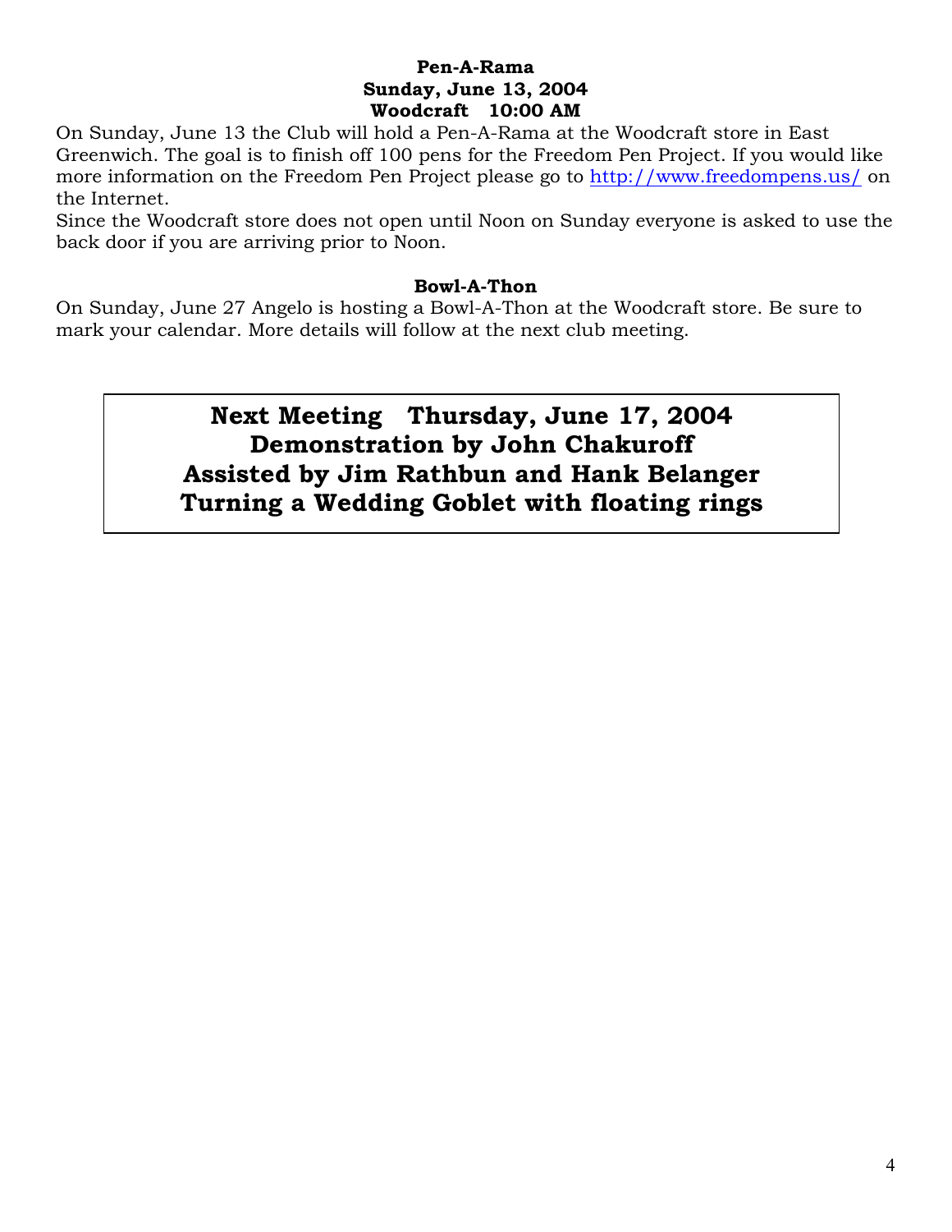**Pen-A-Rama**
**Sunday, June 13, 2004**
**Woodcraft 10:00 AM**

On Sunday, June 13 the Club will hold a Pen-A-Rama at the Woodcraft store in East Greenwich. The goal is to finish off 100 pens for the Freedom Pen Project. If you would like more information on the Freedom Pen Project please go to http://www.freedompens.us/ on the Internet.

Since the Woodcraft store does not open until Noon on Sunday everyone is asked to use the back door if you are arriving prior to Noon.

**Bowl-A-Thon**

On Sunday, June 27 Angelo is hosting a Bowl-A-Thon at the Woodcraft store. Be sure to mark your calendar. More details will follow at the next club meeting.

**Next Meeting Thursday, June 17, 2004**
**Demonstration by John Chakuroff**
**Assisted by Jim Rathbun and Hank Belanger**
**Turning a Wedding Goblet with floating rings**